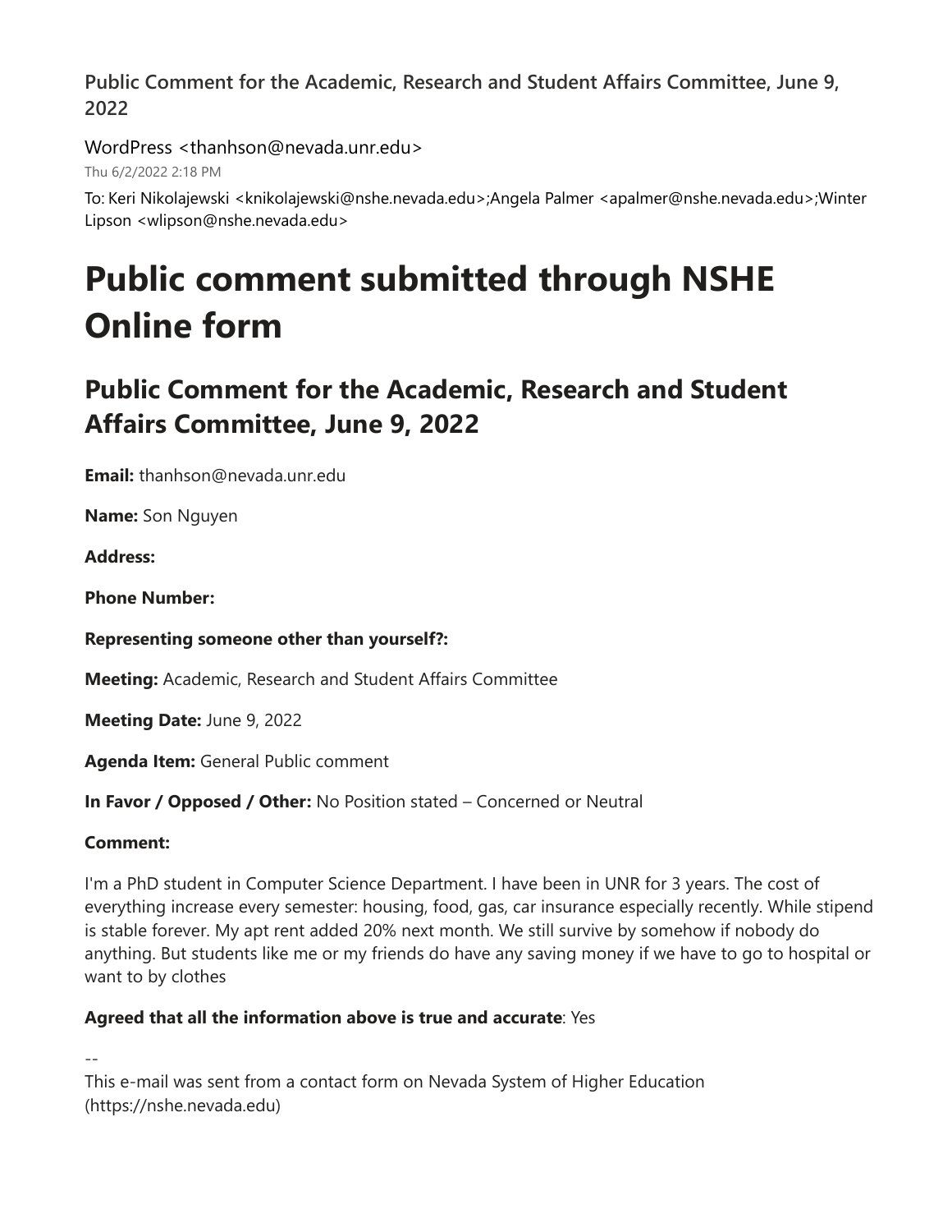Public Comment for the Academic, Research and Student Affairs Committee, June 9, 2022

WordPress <thanhson@nevada.unr.edu>

Thu 6/2/2022 2:18 PM

To: Keri Nikolajewski <knikolajewski@nshe.nevada.edu>;Angela Palmer <apalmer@nshe.nevada.edu>;Winter Lipson <wlipson@nshe.nevada.edu>

# Public comment submitted through NSHE Online form

## Public Comment for the Academic, Research and Student Affairs Committee, June 9, 2022

**Email:** thanhson@nevada.unr.edu

**Name:** Son Nguyen

**Address:**

**Phone Number:**

**Representing someone other than yourself?:**

**Meeting:** Academic, Research and Student Affairs Committee

**Meeting Date:** June 9, 2022

**Agenda Item:** General Public comment

**In Favor / Opposed / Other:** No Position stated – Concerned or Neutral

**Comment:**

I'm a PhD student in Computer Science Department. I have been in UNR for 3 years. The cost of everything increase every semester: housing, food, gas, car insurance especially recently. While stipend is stable forever. My apt rent added 20% next month. We still survive by somehow if nobody do anything. But students like me or my friends do have any saving money if we have to go to hospital or want to by clothes

**Agreed that all the information above is true and accurate**: Yes

--
This e-mail was sent from a contact form on Nevada System of Higher Education (https://nshe.nevada.edu)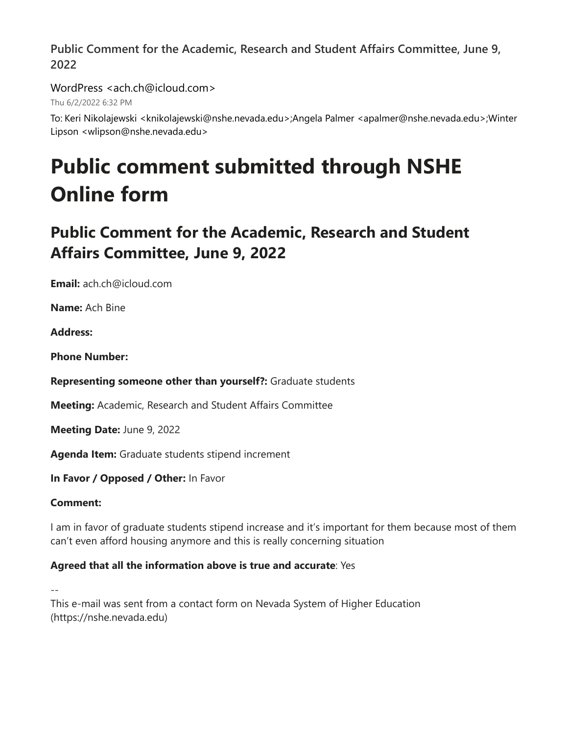Public Comment for the Academic, Research and Student Affairs Committee, June 9, 2022

WordPress <ach.ch@icloud.com>

Thu 6/2/2022 6:32 PM

To: Keri Nikolajewski <knikolajewski@nshe.nevada.edu>;Angela Palmer <apalmer@nshe.nevada.edu>;Winter Lipson <wlipson@nshe.nevada.edu>

# Public comment submitted through NSHE Online form

## Public Comment for the Academic, Research and Student Affairs Committee, June 9, 2022

**Email:** ach.ch@icloud.com

**Name:** Ach Bine

**Address:**

**Phone Number:**

**Representing someone other than yourself?:** Graduate students

**Meeting:** Academic, Research and Student Affairs Committee

**Meeting Date:** June 9, 2022

**Agenda Item:** Graduate students stipend increment

**In Favor / Opposed / Other:** In Favor

**Comment:**

I am in favor of graduate students stipend increase and it's important for them because most of them can't even afford housing anymore and this is really concerning situation

**Agreed that all the information above is true and accurate**: Yes

--

This e-mail was sent from a contact form on Nevada System of Higher Education (https://nshe.nevada.edu)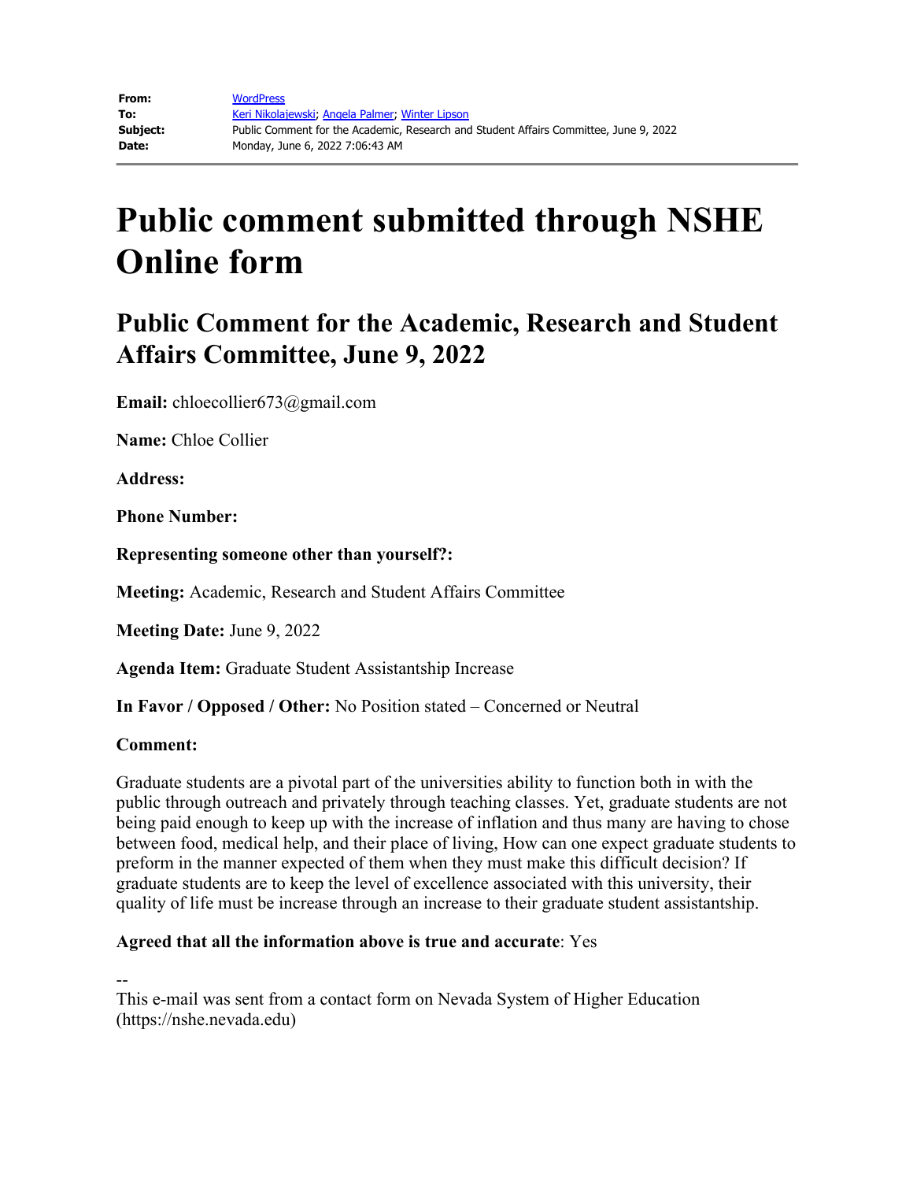**From:** WordPress
**To:** Keri Nikolajewski; Angela Palmer; Winter Lipson
**Subject:** Public Comment for the Academic, Research and Student Affairs Committee, June 9, 2022
**Date:** Monday, June 6, 2022 7:06:43 AM

# Public comment submitted through NSHE Online form

## Public Comment for the Academic, Research and Student Affairs Committee, June 9, 2022

**Email:** chloecollier673@gmail.com

**Name:** Chloe Collier

**Address:**

**Phone Number:**

**Representing someone other than yourself?:**

**Meeting:** Academic, Research and Student Affairs Committee

**Meeting Date:** June 9, 2022

**Agenda Item:** Graduate Student Assistantship Increase

**In Favor / Opposed / Other:** No Position stated – Concerned or Neutral

**Comment:**

Graduate students are a pivotal part of the universities ability to function both in with the public through outreach and privately through teaching classes. Yet, graduate students are not being paid enough to keep up with the increase of inflation and thus many are having to chose between food, medical help, and their place of living, How can one expect graduate students to preform in the manner expected of them when they must make this difficult decision? If graduate students are to keep the level of excellence associated with this university, their quality of life must be increase through an increase to their graduate student assistantship.

**Agreed that all the information above is true and accurate**: Yes

--
This e-mail was sent from a contact form on Nevada System of Higher Education (https://nshe.nevada.edu)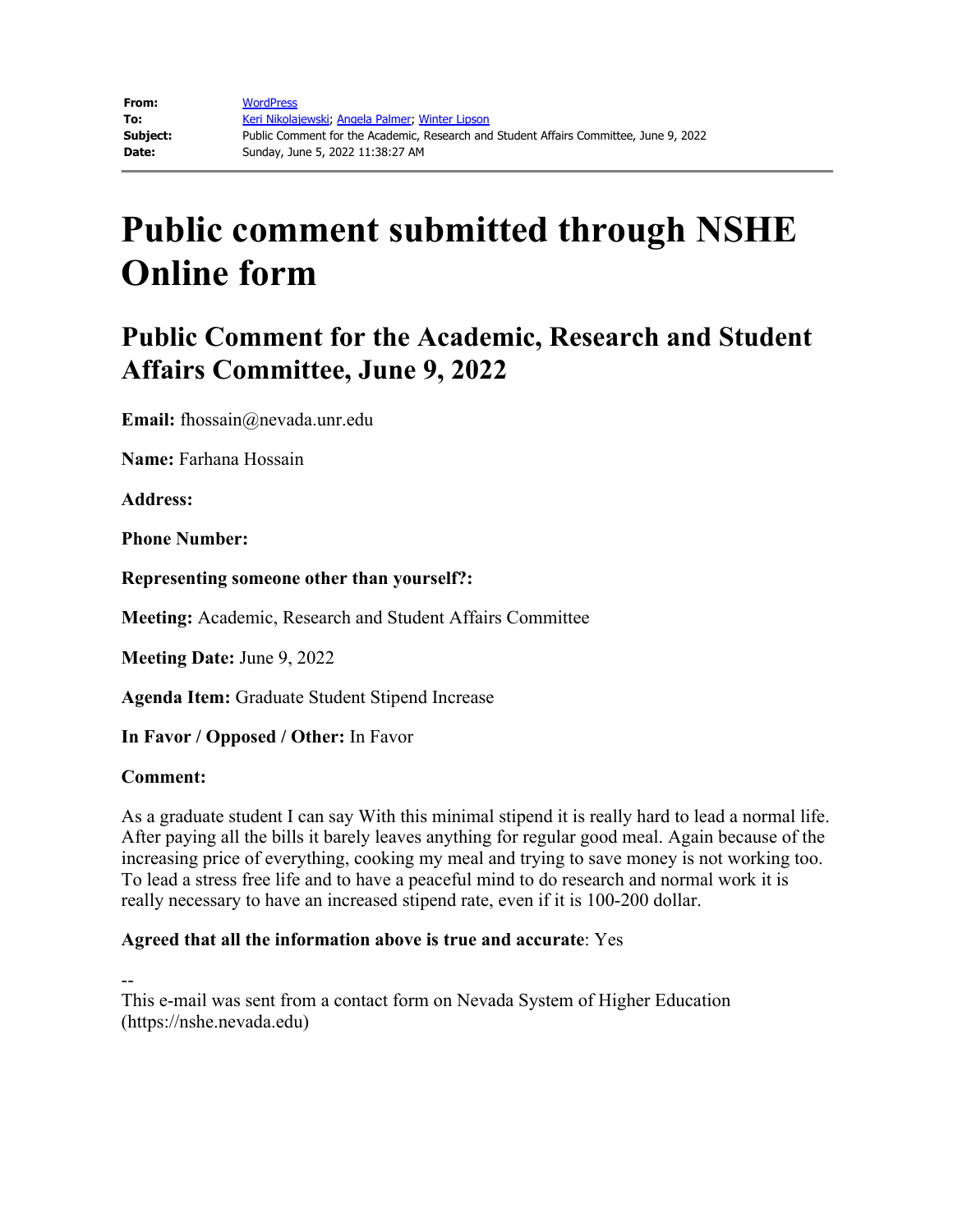| | |
|---|---|
| **From:** | WordPress |
| **To:** | Keri Nikolajewski; Angela Palmer; Winter Lipson |
| **Subject:** | Public Comment for the Academic, Research and Student Affairs Committee, June 9, 2022 |
| **Date:** | Sunday, June 5, 2022 11:38:27 AM |

# Public comment submitted through NSHE Online form

## Public Comment for the Academic, Research and Student Affairs Committee, June 9, 2022

**Email:** fhossain@nevada.unr.edu

**Name:** Farhana Hossain

**Address:**

**Phone Number:**

**Representing someone other than yourself?:**

**Meeting:** Academic, Research and Student Affairs Committee

**Meeting Date:** June 9, 2022

**Agenda Item:** Graduate Student Stipend Increase

**In Favor / Opposed / Other:** In Favor

**Comment:**

As a graduate student I can say With this minimal stipend it is really hard to lead a normal life. After paying all the bills it barely leaves anything for regular good meal. Again because of the increasing price of everything, cooking my meal and trying to save money is not working too. To lead a stress free life and to have a peaceful mind to do research and normal work it is really necessary to have an increased stipend rate, even if it is 100-200 dollar.

**Agreed that all the information above is true and accurate**: Yes

--
This e-mail was sent from a contact form on Nevada System of Higher Education (https://nshe.nevada.edu)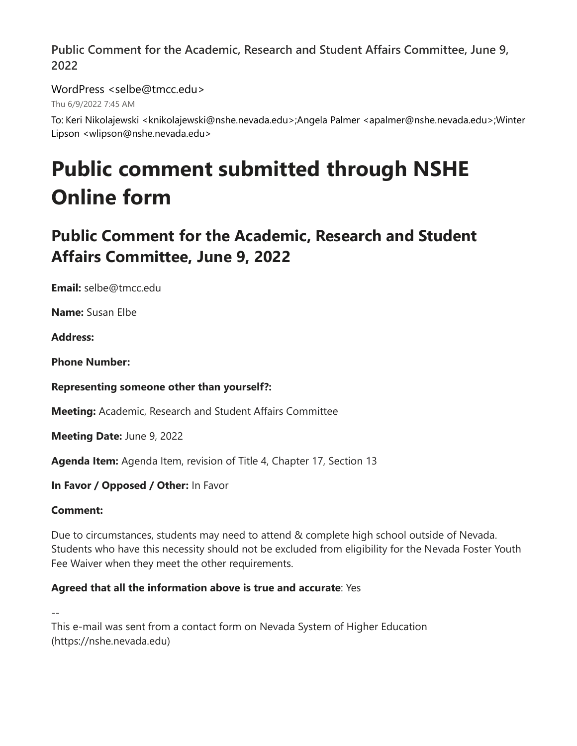Public Comment for the Academic, Research and Student Affairs Committee, June 9, 2022

WordPress <selbe@tmcc.edu>

Thu 6/9/2022 7:45 AM

To: Keri Nikolajewski <knikolajewski@nshe.nevada.edu>;Angela Palmer <apalmer@nshe.nevada.edu>;Winter Lipson <wlipson@nshe.nevada.edu>

# Public comment submitted through NSHE Online form

## Public Comment for the Academic, Research and Student Affairs Committee, June 9, 2022

**Email:** selbe@tmcc.edu

**Name:** Susan Elbe

**Address:**

**Phone Number:**

**Representing someone other than yourself?:**

**Meeting:** Academic, Research and Student Affairs Committee

**Meeting Date:** June 9, 2022

**Agenda Item:** Agenda Item, revision of Title 4, Chapter 17, Section 13

**In Favor / Opposed / Other:** In Favor

**Comment:**

Due to circumstances, students may need to attend & complete high school outside of Nevada. Students who have this necessity should not be excluded from eligibility for the Nevada Foster Youth Fee Waiver when they meet the other requirements.

**Agreed that all the information above is true and accurate**: Yes

--

This e-mail was sent from a contact form on Nevada System of Higher Education (https://nshe.nevada.edu)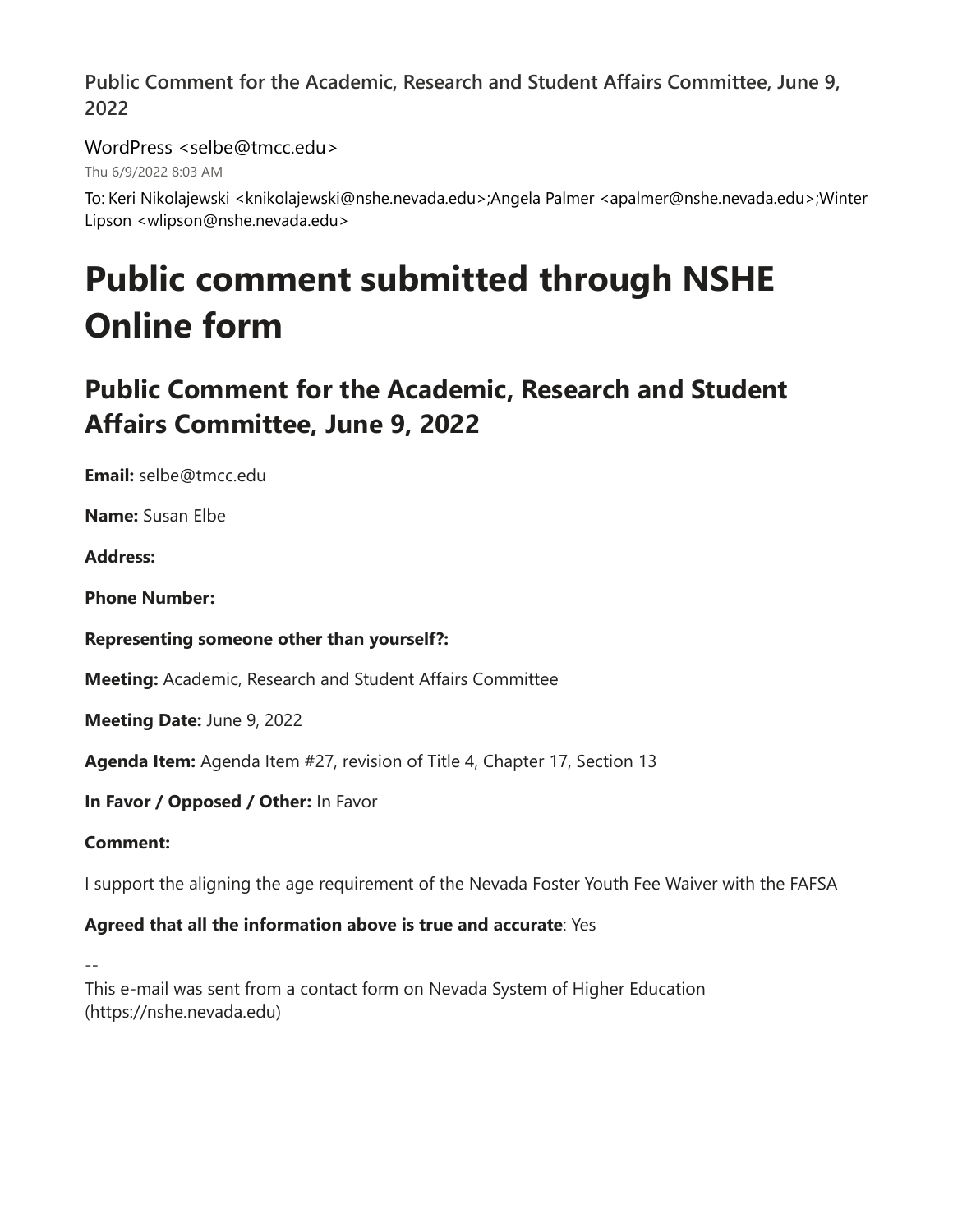Public Comment for the Academic, Research and Student Affairs Committee, June 9, 2022

WordPress <selbe@tmcc.edu>

Thu 6/9/2022 8:03 AM

To: Keri Nikolajewski <knikolajewski@nshe.nevada.edu>;Angela Palmer <apalmer@nshe.nevada.edu>;Winter Lipson <wlipson@nshe.nevada.edu>

# Public comment submitted through NSHE Online form

## Public Comment for the Academic, Research and Student Affairs Committee, June 9, 2022

**Email:** selbe@tmcc.edu

**Name:** Susan Elbe

**Address:**

**Phone Number:**

**Representing someone other than yourself?:**

**Meeting:** Academic, Research and Student Affairs Committee

**Meeting Date:** June 9, 2022

**Agenda Item:** Agenda Item #27, revision of Title 4, Chapter 17, Section 13

**In Favor / Opposed / Other:** In Favor

**Comment:**

I support the aligning the age requirement of the Nevada Foster Youth Fee Waiver with the FAFSA

**Agreed that all the information above is true and accurate**: Yes

--

This e-mail was sent from a contact form on Nevada System of Higher Education (https://nshe.nevada.edu)